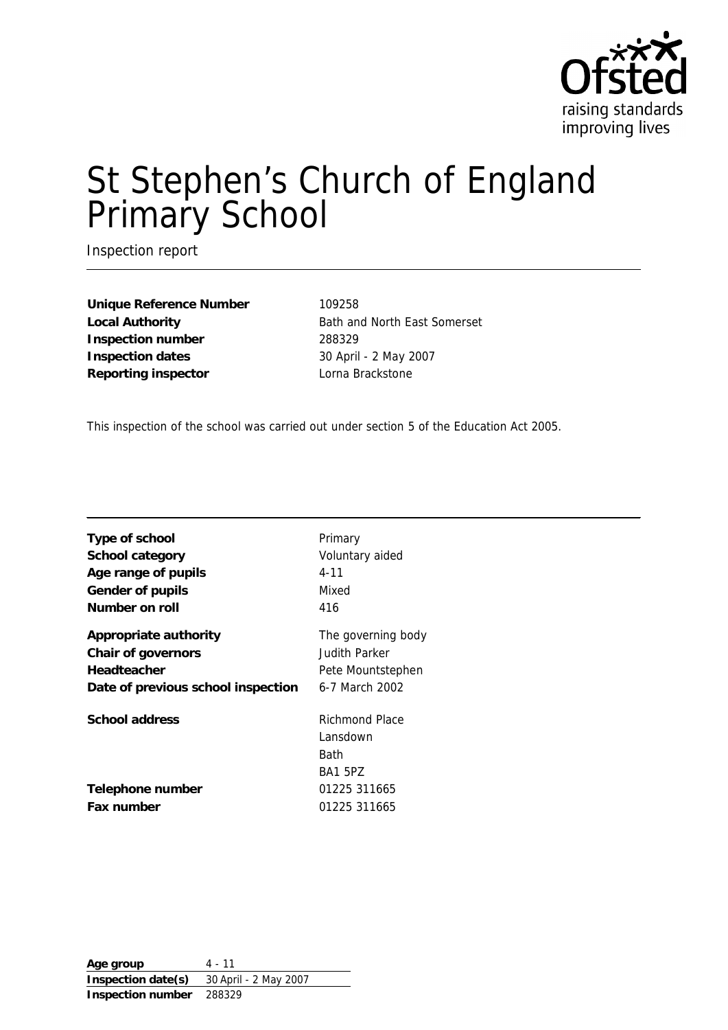Ofsted
raising standards
improving lives

# St Stephen's Church of England Primary School

Inspection report

| | |
|---|---|
| **Unique Reference Number** | 109258 |
| **Local Authority** | Bath and North East Somerset |
| **Inspection number** | 288329 |
| **Inspection dates** | 30 April - 2 May 2007 |
| **Reporting inspector** | Lorna Brackstone |

This inspection of the school was carried out under section 5 of the Education Act 2005.

| | |
|---|---|
| **Type of school** | Primary |
| **School category** | Voluntary aided |
| **Age range of pupils** | 4-11 |
| **Gender of pupils** | Mixed |
| **Number on roll** | 416 |
| **Appropriate authority** | The governing body |
| **Chair of governors** | Judith Parker |
| **Headteacher** | Pete Mountstephen |
| **Date of previous school inspection** | 6-7 March 2002 |
| **School address** | Richmond Place<br>Lansdown<br>Bath<br>BA1 5PZ |
| **Telephone number** | 01225 311665 |
| **Fax number** | 01225 311665 |

| | |
|---|---|
| **Age group** | 4 - 11 |
| **Inspection date(s)** | 30 April - 2 May 2007 |
| **Inspection number** | 288329 |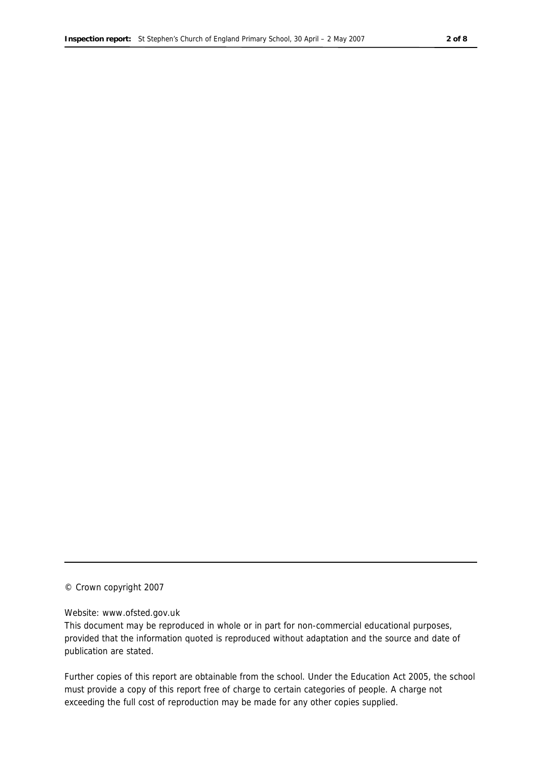© Crown copyright 2007

Website: www.ofsted.gov.uk

This document may be reproduced in whole or in part for non-commercial educational purposes, provided that the information quoted is reproduced without adaptation and the source and date of publication are stated.

Further copies of this report are obtainable from the school. Under the Education Act 2005, the school must provide a copy of this report free of charge to certain categories of people. A charge not exceeding the full cost of reproduction may be made for any other copies supplied.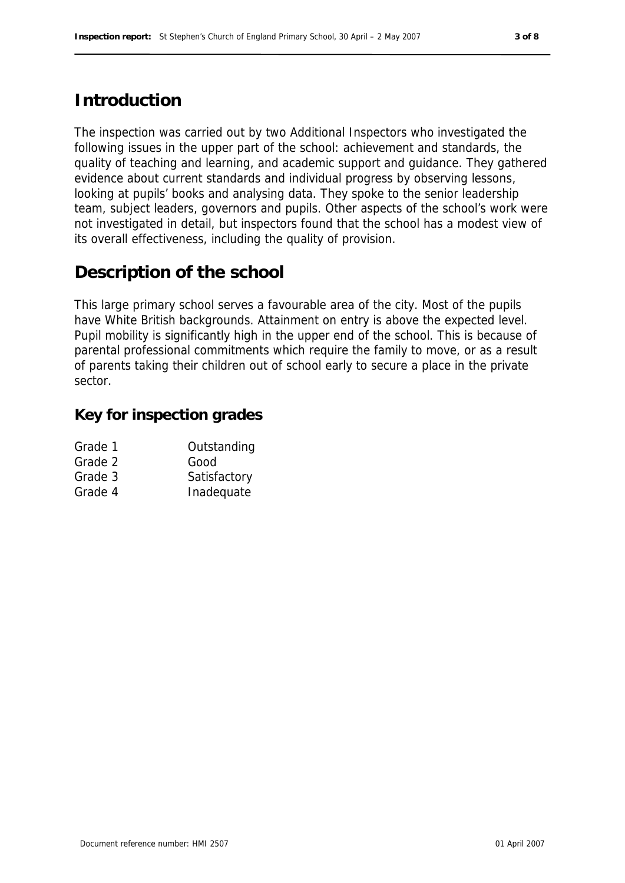## Introduction

The inspection was carried out by two Additional Inspectors who investigated the following issues in the upper part of the school: achievement and standards, the quality of teaching and learning, and academic support and guidance. They gathered evidence about current standards and individual progress by observing lessons, looking at pupils' books and analysing data. They spoke to the senior leadership team, subject leaders, governors and pupils. Other aspects of the school's work were not investigated in detail, but inspectors found that the school has a modest view of its overall effectiveness, including the quality of provision.

## Description of the school

This large primary school serves a favourable area of the city. Most of the pupils have White British backgrounds. Attainment on entry is above the expected level. Pupil mobility is significantly high in the upper end of the school. This is because of parental professional commitments which require the family to move, or as a result of parents taking their children out of school early to secure a place in the private sector.

### Key for inspection grades

| | |
|---|---|
| Grade 1 | Outstanding |
| Grade 2 | Good |
| Grade 3 | Satisfactory |
| Grade 4 | Inadequate |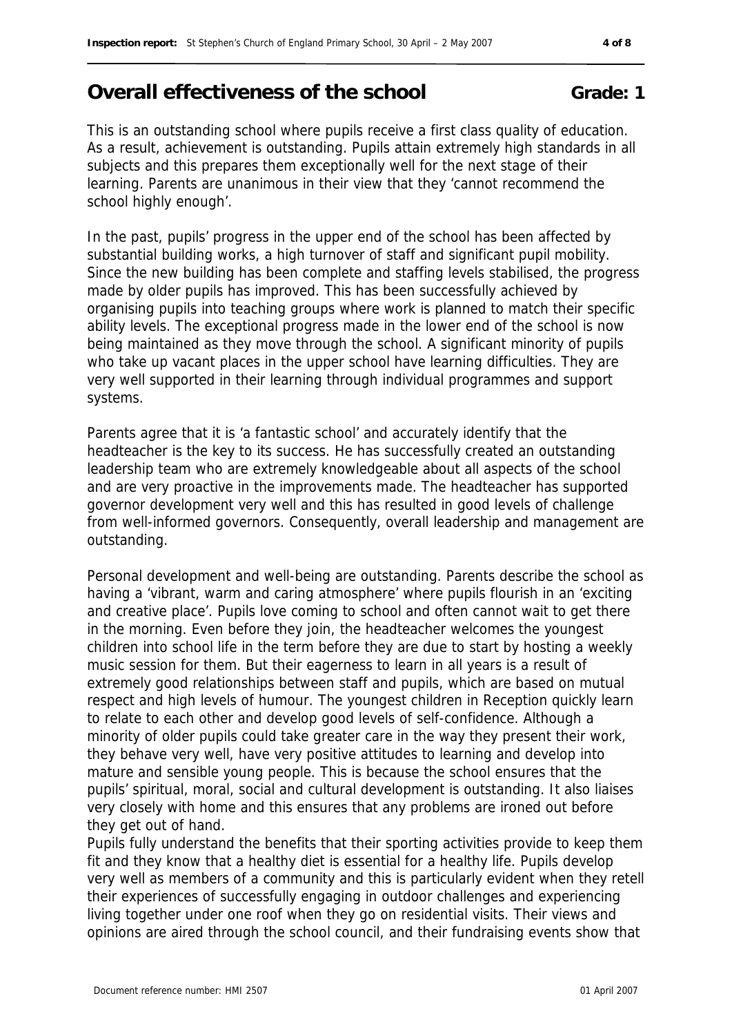## Overall effectiveness of the school **Grade: 1**

This is an outstanding school where pupils receive a first class quality of education. As a result, achievement is outstanding. Pupils attain extremely high standards in all subjects and this prepares them exceptionally well for the next stage of their learning. Parents are unanimous in their view that they 'cannot recommend the school highly enough'.

In the past, pupils' progress in the upper end of the school has been affected by substantial building works, a high turnover of staff and significant pupil mobility. Since the new building has been complete and staffing levels stabilised, the progress made by older pupils has improved. This has been successfully achieved by organising pupils into teaching groups where work is planned to match their specific ability levels. The exceptional progress made in the lower end of the school is now being maintained as they move through the school. A significant minority of pupils who take up vacant places in the upper school have learning difficulties. They are very well supported in their learning through individual programmes and support systems.

Parents agree that it is 'a fantastic school' and accurately identify that the headteacher is the key to its success. He has successfully created an outstanding leadership team who are extremely knowledgeable about all aspects of the school and are very proactive in the improvements made. The headteacher has supported governor development very well and this has resulted in good levels of challenge from well-informed governors. Consequently, overall leadership and management are outstanding.

Personal development and well-being are outstanding. Parents describe the school as having a 'vibrant, warm and caring atmosphere' where pupils flourish in an 'exciting and creative place'. Pupils love coming to school and often cannot wait to get there in the morning. Even before they join, the headteacher welcomes the youngest children into school life in the term before they are due to start by hosting a weekly music session for them. But their eagerness to learn in all years is a result of extremely good relationships between staff and pupils, which are based on mutual respect and high levels of humour. The youngest children in Reception quickly learn to relate to each other and develop good levels of self-confidence. Although a minority of older pupils could take greater care in the way they present their work, they behave very well, have very positive attitudes to learning and develop into mature and sensible young people. This is because the school ensures that the pupils' spiritual, moral, social and cultural development is outstanding. It also liaises very closely with home and this ensures that any problems are ironed out before they get out of hand.

Pupils fully understand the benefits that their sporting activities provide to keep them fit and they know that a healthy diet is essential for a healthy life. Pupils develop very well as members of a community and this is particularly evident when they retell their experiences of successfully engaging in outdoor challenges and experiencing living together under one roof when they go on residential visits. Their views and opinions are aired through the school council, and their fundraising events show that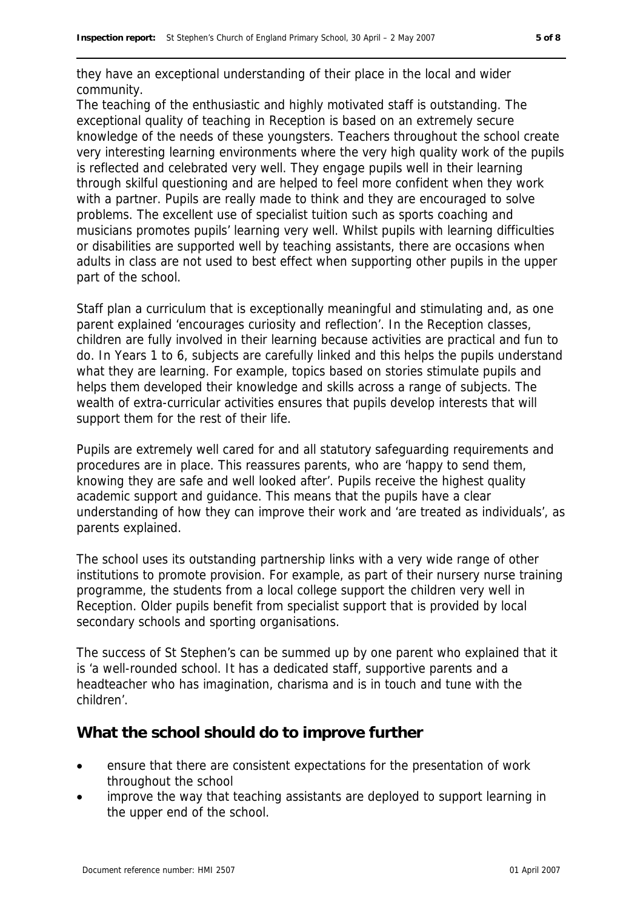they have an exceptional understanding of their place in the local and wider community.

The teaching of the enthusiastic and highly motivated staff is outstanding. The exceptional quality of teaching in Reception is based on an extremely secure knowledge of the needs of these youngsters. Teachers throughout the school create very interesting learning environments where the very high quality work of the pupils is reflected and celebrated very well. They engage pupils well in their learning through skilful questioning and are helped to feel more confident when they work with a partner. Pupils are really made to think and they are encouraged to solve problems. The excellent use of specialist tuition such as sports coaching and musicians promotes pupils' learning very well. Whilst pupils with learning difficulties or disabilities are supported well by teaching assistants, there are occasions when adults in class are not used to best effect when supporting other pupils in the upper part of the school.

Staff plan a curriculum that is exceptionally meaningful and stimulating and, as one parent explained 'encourages curiosity and reflection'. In the Reception classes, children are fully involved in their learning because activities are practical and fun to do. In Years 1 to 6, subjects are carefully linked and this helps the pupils understand what they are learning. For example, topics based on stories stimulate pupils and helps them developed their knowledge and skills across a range of subjects. The wealth of extra-curricular activities ensures that pupils develop interests that will support them for the rest of their life.

Pupils are extremely well cared for and all statutory safeguarding requirements and procedures are in place. This reassures parents, who are 'happy to send them, knowing they are safe and well looked after'. Pupils receive the highest quality academic support and guidance. This means that the pupils have a clear understanding of how they can improve their work and 'are treated as individuals', as parents explained.

The school uses its outstanding partnership links with a very wide range of other institutions to promote provision. For example, as part of their nursery nurse training programme, the students from a local college support the children very well in Reception. Older pupils benefit from specialist support that is provided by local secondary schools and sporting organisations.

The success of St Stephen's can be summed up by one parent who explained that it is 'a well-rounded school. It has a dedicated staff, supportive parents and a headteacher who has imagination, charisma and is in touch and tune with the children'.

## What the school should do to improve further

- ensure that there are consistent expectations for the presentation of work throughout the school
- improve the way that teaching assistants are deployed to support learning in the upper end of the school.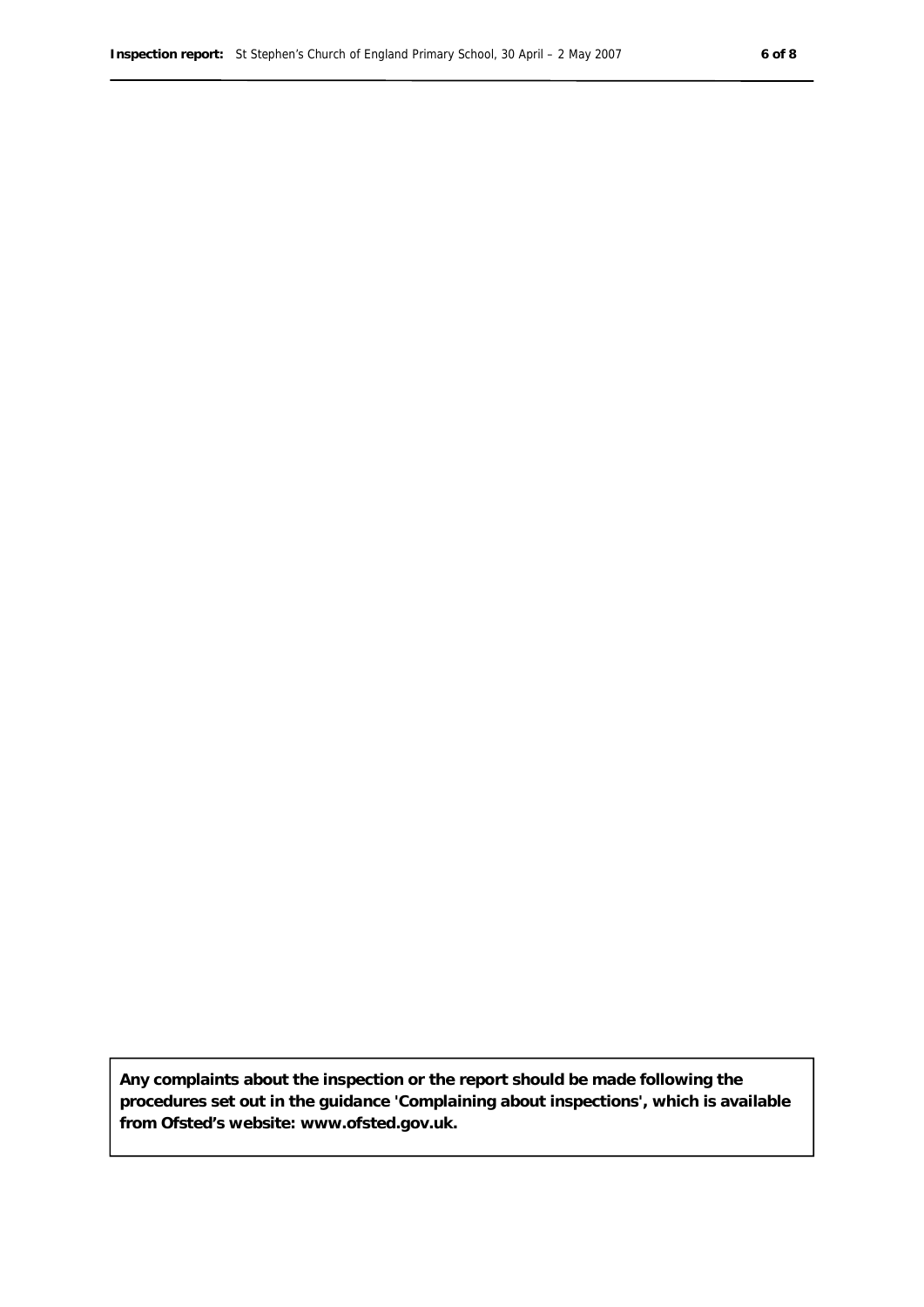**Any complaints about the inspection or the report should be made following the procedures set out in the guidance 'Complaining about inspections', which is available from Ofsted's website: www.ofsted.gov.uk.**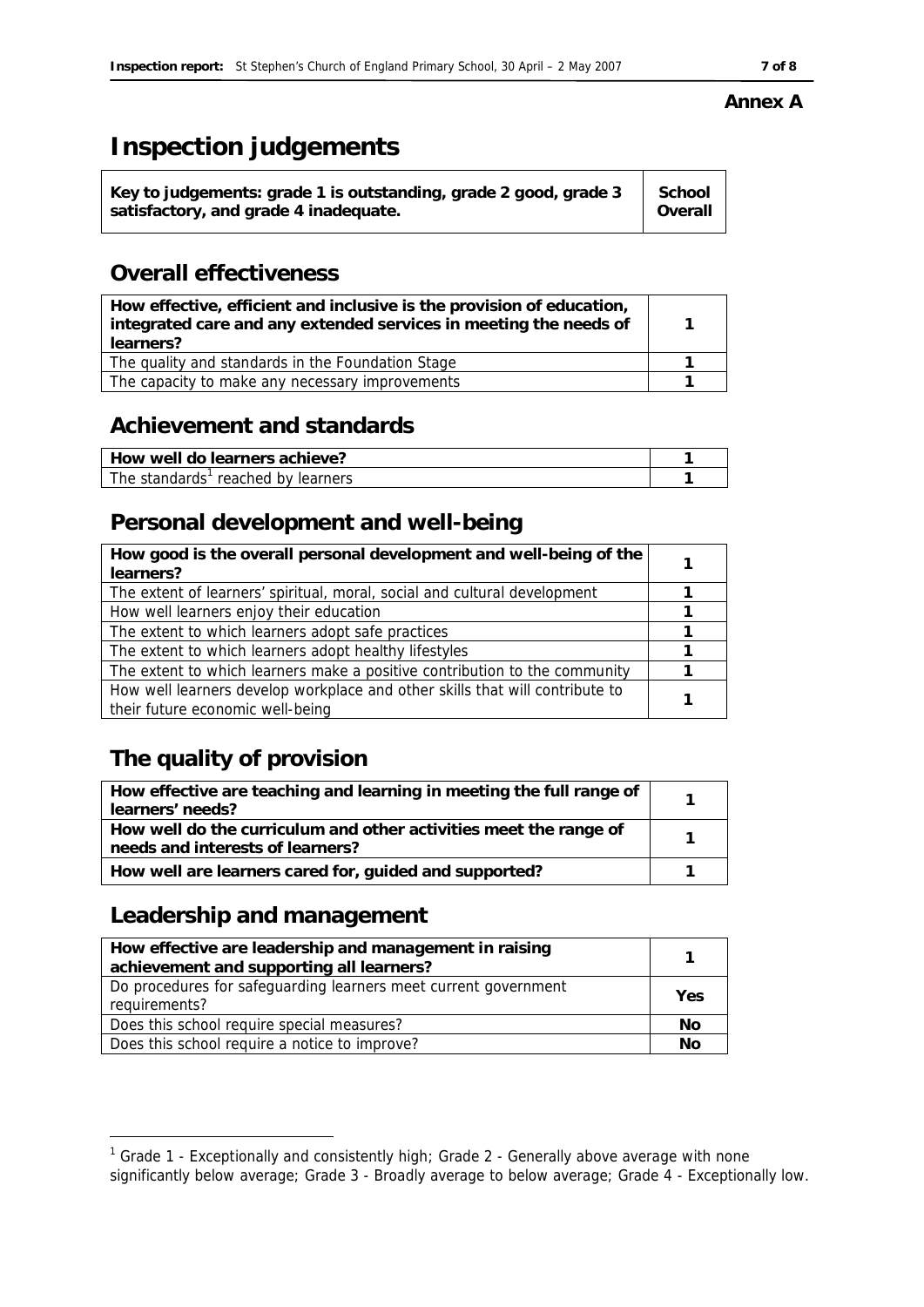**Annex A**

# Inspection judgements

| Key to judgements: grade 1 is outstanding, grade 2 good, grade 3 satisfactory, and grade 4 inadequate. | School Overall |
|---|---|

## Overall effectiveness

| How effective, efficient and inclusive is the provision of education, integrated care and any extended services in meeting the needs of learners? | 1 |
|---|---|
| The quality and standards in the Foundation Stage | 1 |
| The capacity to make any necessary improvements | 1 |

## Achievement and standards

| How well do learners achieve? | 1 |
|---|---|
| The standards[1] reached by learners | 1 |

## Personal development and well-being

| How good is the overall personal development and well-being of the learners? | 1 |
|---|---|
| The extent of learners' spiritual, moral, social and cultural development | 1 |
| How well learners enjoy their education | 1 |
| The extent to which learners adopt safe practices | 1 |
| The extent to which learners adopt healthy lifestyles | 1 |
| The extent to which learners make a positive contribution to the community | 1 |
| How well learners develop workplace and other skills that will contribute to their future economic well-being | 1 |

## The quality of provision

| How effective are teaching and learning in meeting the full range of learners' needs? | 1 |
|---|---|
| How well do the curriculum and other activities meet the range of needs and interests of learners? | 1 |
| How well are learners cared for, guided and supported? | 1 |

## Leadership and management

| How effective are leadership and management in raising achievement and supporting all learners? | 1 |
|---|---|
| Do procedures for safeguarding learners meet current government requirements? | Yes |
| Does this school require special measures? | No |
| Does this school require a notice to improve? | No |

[1] Grade 1 - Exceptionally and consistently high; Grade 2 - Generally above average with none significantly below average; Grade 3 - Broadly average to below average; Grade 4 - Exceptionally low.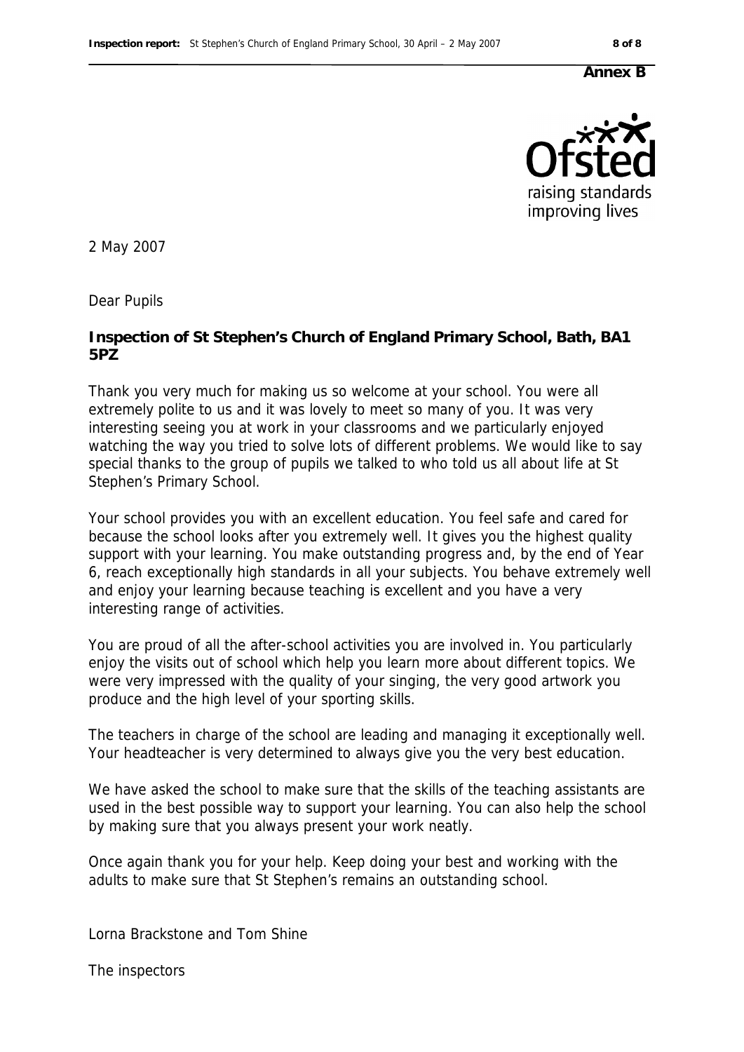**Annex B**

2 May 2007

Dear Pupils

**Inspection of St Stephen's Church of England Primary School, Bath, BA1 5PZ**

Thank you very much for making us so welcome at your school. You were all extremely polite to us and it was lovely to meet so many of you. It was very interesting seeing you at work in your classrooms and we particularly enjoyed watching the way you tried to solve lots of different problems. We would like to say special thanks to the group of pupils we talked to who told us all about life at St Stephen's Primary School.

Your school provides you with an excellent education. You feel safe and cared for because the school looks after you extremely well. It gives you the highest quality support with your learning. You make outstanding progress and, by the end of Year 6, reach exceptionally high standards in all your subjects. You behave extremely well and enjoy your learning because teaching is excellent and you have a very interesting range of activities.

You are proud of all the after-school activities you are involved in. You particularly enjoy the visits out of school which help you learn more about different topics. We were very impressed with the quality of your singing, the very good artwork you produce and the high level of your sporting skills.

The teachers in charge of the school are leading and managing it exceptionally well. Your headteacher is very determined to always give you the very best education.

We have asked the school to make sure that the skills of the teaching assistants are used in the best possible way to support your learning. You can also help the school by making sure that you always present your work neatly.

Once again thank you for your help. Keep doing your best and working with the adults to make sure that St Stephen's remains an outstanding school.

Lorna Brackstone and Tom Shine

The inspectors